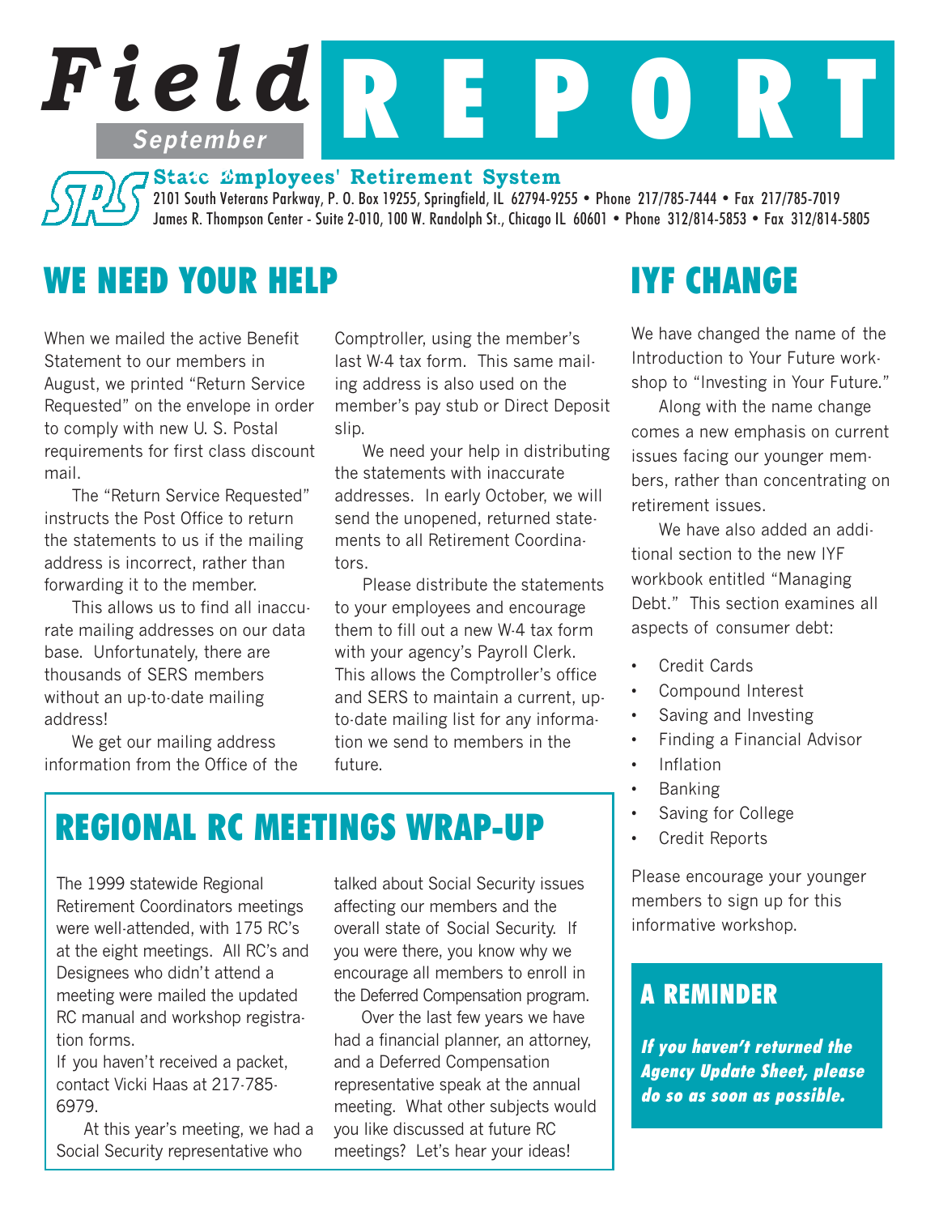# Field REPORT

**September**

**State Employees' Retirement System**

2101 South Veterans Parkway, P. O. Box 19255, Springfield, IL 62794-9255 • Phone 217/785-7444 • Fax 217/785-7019
James R. Thompson Center - Suite 2-010, 100 W. Randolph St., Chicago IL 60601 • Phone 312/814-5853 • Fax 312/814-5805

## WE NEED YOUR HELP

When we mailed the active Benefit Statement to our members in August, we printed "Return Service Requested" on the envelope in order to comply with new U. S. Postal requirements for first class discount mail.

The "Return Service Requested" instructs the Post Office to return the statements to us if the mailing address is incorrect, rather than forwarding it to the member.

This allows us to find all inaccurate mailing addresses on our data base. Unfortunately, there are thousands of SERS members without an up-to-date mailing address!

We get our mailing address information from the Office of the Comptroller, using the member's last W-4 tax form. This same mailing address is also used on the member's pay stub or Direct Deposit slip.

We need your help in distributing the statements with inaccurate addresses. In early October, we will send the unopened, returned statements to all Retirement Coordinators.

Please distribute the statements to your employees and encourage them to fill out a new W-4 tax form with your agency's Payroll Clerk. This allows the Comptroller's office and SERS to maintain a current, up-to-date mailing list for any information we send to members in the future.

## REGIONAL RC MEETINGS WRAP-UP

The 1999 statewide Regional Retirement Coordinators meetings were well-attended, with 175 RC's at the eight meetings. All RC's and Designees who didn't attend a meeting were mailed the updated RC manual and workshop registration forms.

If you haven't received a packet, contact Vicki Haas at 217-785-6979.

At this year's meeting, we had a Social Security representative who talked about Social Security issues affecting our members and the overall state of Social Security. If you were there, you know why we encourage all members to enroll in the Deferred Compensation program.

Over the last few years we have had a financial planner, an attorney, and a Deferred Compensation representative speak at the annual meeting. What other subjects would you like discussed at future RC meetings? Let's hear your ideas!

## IYF CHANGE

We have changed the name of the Introduction to Your Future workshop to "Investing in Your Future."

Along with the name change comes a new emphasis on current issues facing our younger members, rather than concentrating on retirement issues.

We have also added an additional section to the new IYF workbook entitled "Managing Debt." This section examines all aspects of consumer debt:

- Credit Cards
- Compound Interest
- Saving and Investing
- Finding a Financial Advisor
- Inflation
- Banking
- Saving for College
- Credit Reports

Please encourage your younger members to sign up for this informative workshop.

## A REMINDER

***If you haven't returned the Agency Update Sheet, please do so as soon as possible.***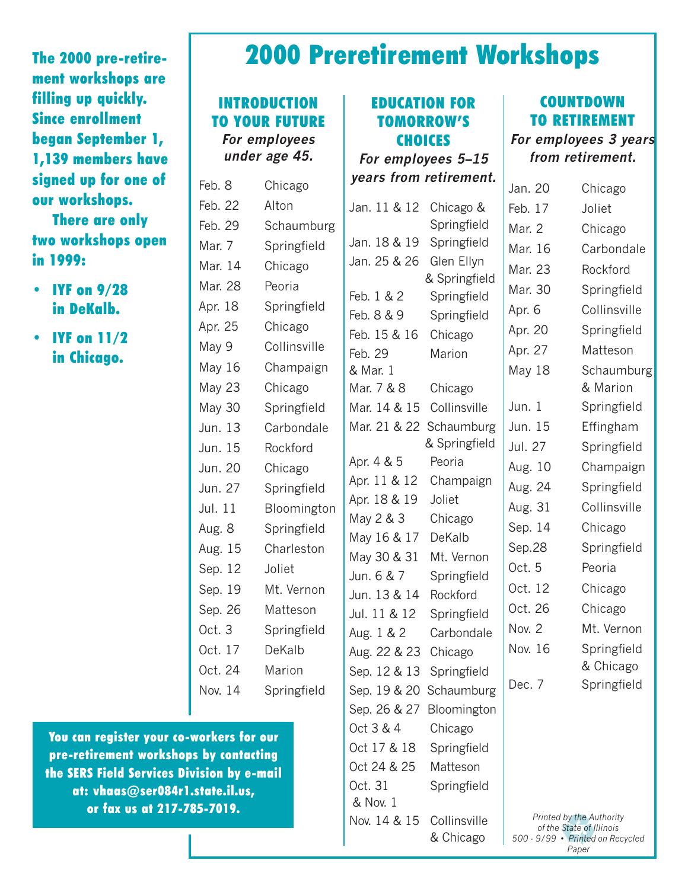The 2000 pre-retirement workshops are filling up quickly. Since enrollment began September 1, 1,139 members have signed up for one of our workshops.

There are only two workshops open in 1999:

- IYF on 9/28 in DeKalb.
- IYF on 11/2 in Chicago.

# 2000 Preretirement Workshops

## INTRODUCTION TO YOUR FUTURE

*For employees under age 45.*

| | |
|---|---|
| Feb. 8 | Chicago |
| Feb. 22 | Alton |
| Feb. 29 | Schaumburg |
| Mar. 7 | Springfield |
| Mar. 14 | Chicago |
| Mar. 28 | Peoria |
| Apr. 18 | Springfield |
| Apr. 25 | Chicago |
| May 9 | Collinsville |
| May 16 | Champaign |
| May 23 | Chicago |
| May 30 | Springfield |
| Jun. 13 | Carbondale |
| Jun. 15 | Rockford |
| Jun. 20 | Chicago |
| Jun. 27 | Springfield |
| Jul. 11 | Bloomington |
| Aug. 8 | Springfield |
| Aug. 15 | Charleston |
| Sep. 12 | Joliet |
| Sep. 19 | Mt. Vernon |
| Sep. 26 | Matteson |
| Oct. 3 | Springfield |
| Oct. 17 | DeKalb |
| Oct. 24 | Marion |
| Nov. 14 | Springfield |

## EDUCATION FOR TOMORROW'S CHOICES

*For employees 5–15 years from retirement.*

| | |
|---|---|
| Jan. 11 & 12 | Chicago & Springfield |
| Jan. 18 & 19 | Springfield |
| Jan. 25 & 26 | Glen Ellyn & Springfield |
| Feb. 1 & 2 | Springfield |
| Feb. 8 & 9 | Springfield |
| Feb. 15 & 16 | Chicago |
| Feb. 29 & Mar. 1 | Marion |
| Mar. 7 & 8 | Chicago |
| Mar. 14 & 15 | Collinsville |
| Mar. 21 & 22 | Schaumburg & Springfield |
| Apr. 4 & 5 | Peoria |
| Apr. 11 & 12 | Champaign |
| Apr. 18 & 19 | Joliet |
| May 2 & 3 | Chicago |
| May 16 & 17 | DeKalb |
| May 30 & 31 | Mt. Vernon |
| Jun. 6 & 7 | Springfield |
| Jun. 13 & 14 | Rockford |
| Jul. 11 & 12 | Springfield |
| Aug. 1 & 2 | Carbondale |
| Aug. 22 & 23 | Chicago |
| Sep. 12 & 13 | Springfield |
| Sep. 19 & 20 | Schaumburg |
| Sep. 26 & 27 | Bloomington |
| Oct 3 & 4 | Chicago |
| Oct 17 & 18 | Springfield |
| Oct 24 & 25 | Matteson |
| Oct. 31 & Nov. 1 | Springfield |
| Nov. 14 & 15 | Collinsville & Chicago |

## COUNTDOWN TO RETIREMENT

*For employees 3 years from retirement.*

| | |
|---|---|
| Jan. 20 | Chicago |
| Feb. 17 | Joliet |
| Mar. 2 | Chicago |
| Mar. 16 | Carbondale |
| Mar. 23 | Rockford |
| Mar. 30 | Springfield |
| Apr. 6 | Collinsville |
| Apr. 20 | Springfield |
| Apr. 27 | Matteson |
| May 18 | Schaumburg & Marion |
| Jun. 1 | Springfield |
| Jun. 15 | Effingham |
| Jul. 27 | Springfield |
| Aug. 10 | Champaign |
| Aug. 24 | Springfield |
| Aug. 31 | Collinsville |
| Sep. 14 | Chicago |
| Sep.28 | Springfield |
| Oct. 5 | Peoria |
| Oct. 12 | Chicago |
| Oct. 26 | Chicago |
| Nov. 2 | Mt. Vernon |
| Nov. 16 | Springfield & Chicago |
| Dec. 7 | Springfield |

**You can register your co-workers for our pre-retirement workshops by contacting the SERS Field Services Division by e-mail at: vhaas@ser084r1.state.il.us, or fax us at 217-785-7019.**

*Printed by the Authority of the State of Illinois*
*500 - 9/99 • Printed on Recycled Paper*